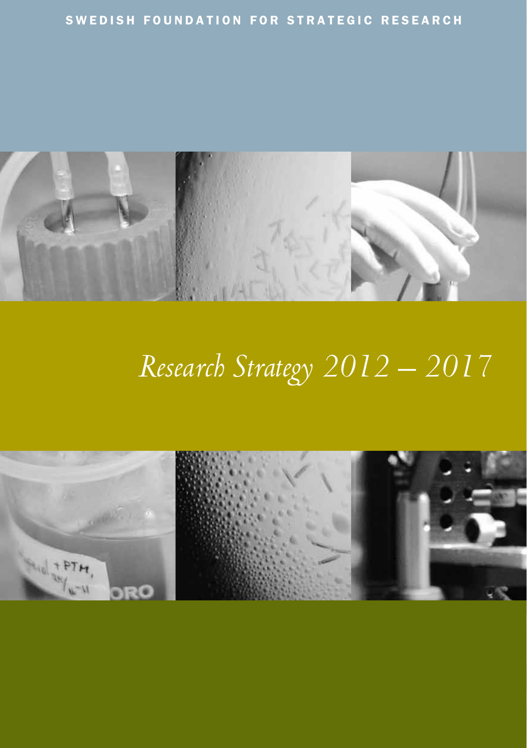SWEDISH FOUNDATION FOR STRATEGIC RESEARCH

# *Research Strategy 2012 – 2017*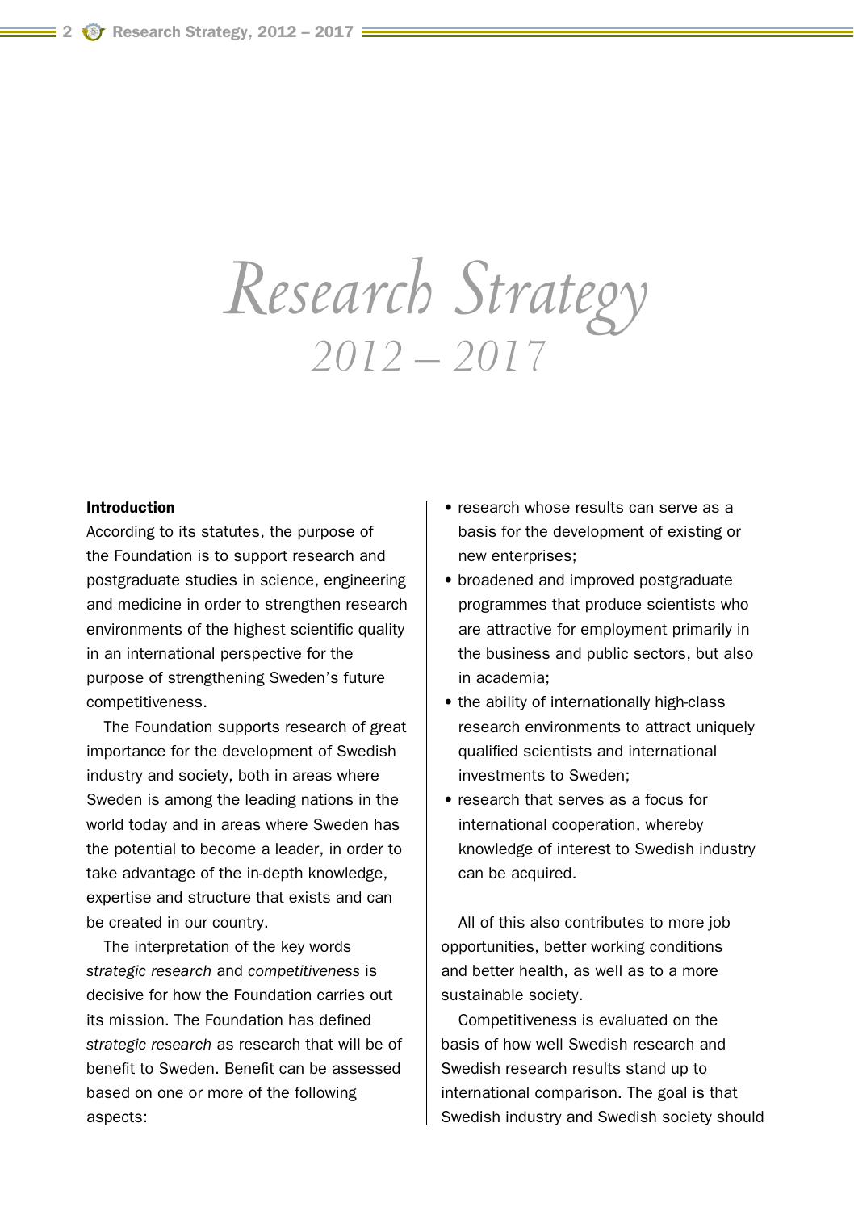# Research Strategy 2012 – 2017

## Introduction

According to its statutes, the purpose of the Foundation is to support research and postgraduate studies in science, engineering and medicine in order to strengthen research environments of the highest scientific quality in an international perspective for the purpose of strengthening Sweden's future competitiveness.

The Foundation supports research of great importance for the development of Swedish industry and society, both in areas where Sweden is among the leading nations in the world today and in areas where Sweden has the potential to become a leader, in order to take advantage of the in-depth knowledge, expertise and structure that exists and can be created in our country.

The interpretation of the key words *strategic research* and *competitiveness* is decisive for how the Foundation carries out its mission. The Foundation has defined *strategic research* as research that will be of benefit to Sweden. Benefit can be assessed based on one or more of the following aspects:

- research whose results can serve as a basis for the development of existing or new enterprises;
- broadened and improved postgraduate programmes that produce scientists who are attractive for employment primarily in the business and public sectors, but also in academia;
- the ability of internationally high-class research environments to attract uniquely qualified scientists and international investments to Sweden;
- research that serves as a focus for international cooperation, whereby knowledge of interest to Swedish industry can be acquired.

All of this also contributes to more job opportunities, better working conditions and better health, as well as to a more sustainable society.

Competitiveness is evaluated on the basis of how well Swedish research and Swedish research results stand up to international comparison. The goal is that Swedish industry and Swedish society should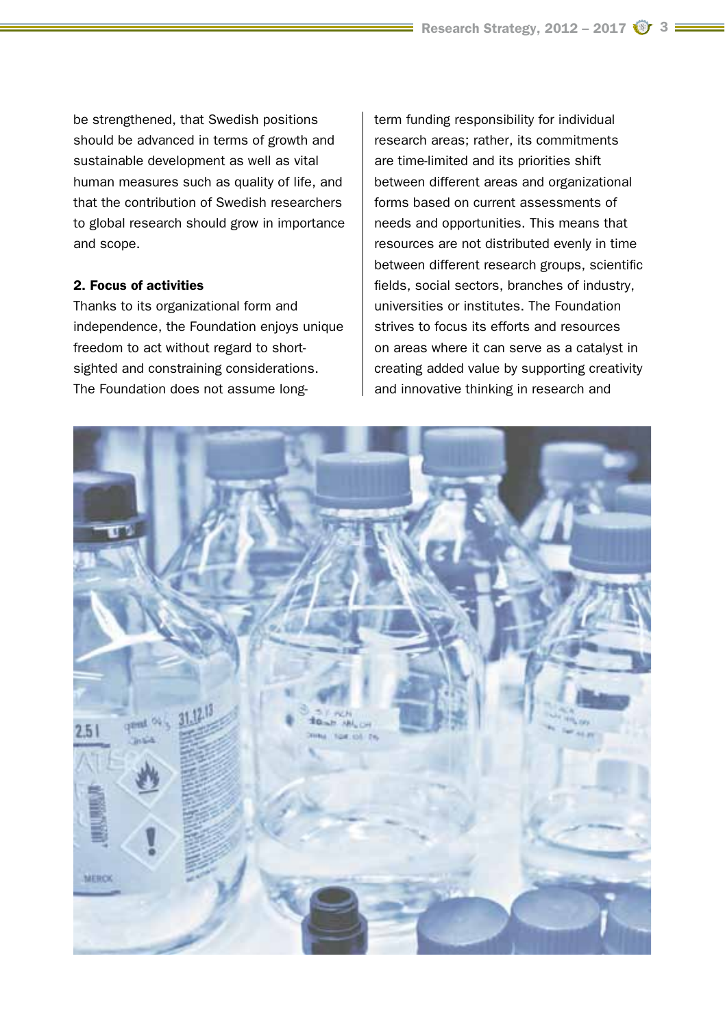be strengthened, that Swedish positions should be advanced in terms of growth and sustainable development as well as vital human measures such as quality of life, and that the contribution of Swedish researchers to global research should grow in importance and scope.

**2. Focus of activities**

Thanks to its organizational form and independence, the Foundation enjoys unique freedom to act without regard to short-sighted and constraining considerations. The Foundation does not assume long-term funding responsibility for individual research areas; rather, its commitments are time-limited and its priorities shift between different areas and organizational forms based on current assessments of needs and opportunities. This means that resources are not distributed evenly in time between different research groups, scientific fields, social sectors, branches of industry, universities or institutes. The Foundation strives to focus its efforts and resources on areas where it can serve as a catalyst in creating added value by supporting creativity and innovative thinking in research and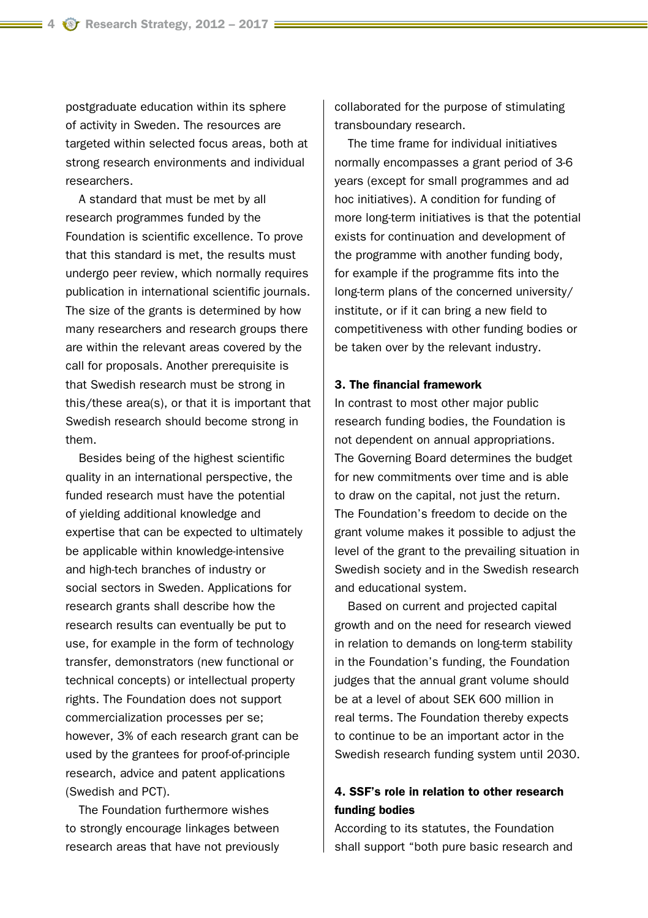postgraduate education within its sphere of activity in Sweden. The resources are targeted within selected focus areas, both at strong research environments and individual researchers.

A standard that must be met by all research programmes funded by the Foundation is scientific excellence. To prove that this standard is met, the results must undergo peer review, which normally requires publication in international scientific journals. The size of the grants is determined by how many researchers and research groups there are within the relevant areas covered by the call for proposals. Another prerequisite is that Swedish research must be strong in this/these area(s), or that it is important that Swedish research should become strong in them.

Besides being of the highest scientific quality in an international perspective, the funded research must have the potential of yielding additional knowledge and expertise that can be expected to ultimately be applicable within knowledge-intensive and high-tech branches of industry or social sectors in Sweden. Applications for research grants shall describe how the research results can eventually be put to use, for example in the form of technology transfer, demonstrators (new functional or technical concepts) or intellectual property rights. The Foundation does not support commercialization processes per se; however, 3% of each research grant can be used by the grantees for proof-of-principle research, advice and patent applications (Swedish and PCT).

The Foundation furthermore wishes to strongly encourage linkages between research areas that have not previously collaborated for the purpose of stimulating transboundary research.

The time frame for individual initiatives normally encompasses a grant period of 3-6 years (except for small programmes and ad hoc initiatives). A condition for funding of more long-term initiatives is that the potential exists for continuation and development of the programme with another funding body, for example if the programme fits into the long-term plans of the concerned university/institute, or if it can bring a new field to competitiveness with other funding bodies or be taken over by the relevant industry.

#### 3. The financial framework

In contrast to most other major public research funding bodies, the Foundation is not dependent on annual appropriations. The Governing Board determines the budget for new commitments over time and is able to draw on the capital, not just the return. The Foundation's freedom to decide on the grant volume makes it possible to adjust the level of the grant to the prevailing situation in Swedish society and in the Swedish research and educational system.

Based on current and projected capital growth and on the need for research viewed in relation to demands on long-term stability in the Foundation's funding, the Foundation judges that the annual grant volume should be at a level of about SEK 600 million in real terms. The Foundation thereby expects to continue to be an important actor in the Swedish research funding system until 2030.

#### 4. SSF's role in relation to other research funding bodies

According to its statutes, the Foundation shall support "both pure basic research and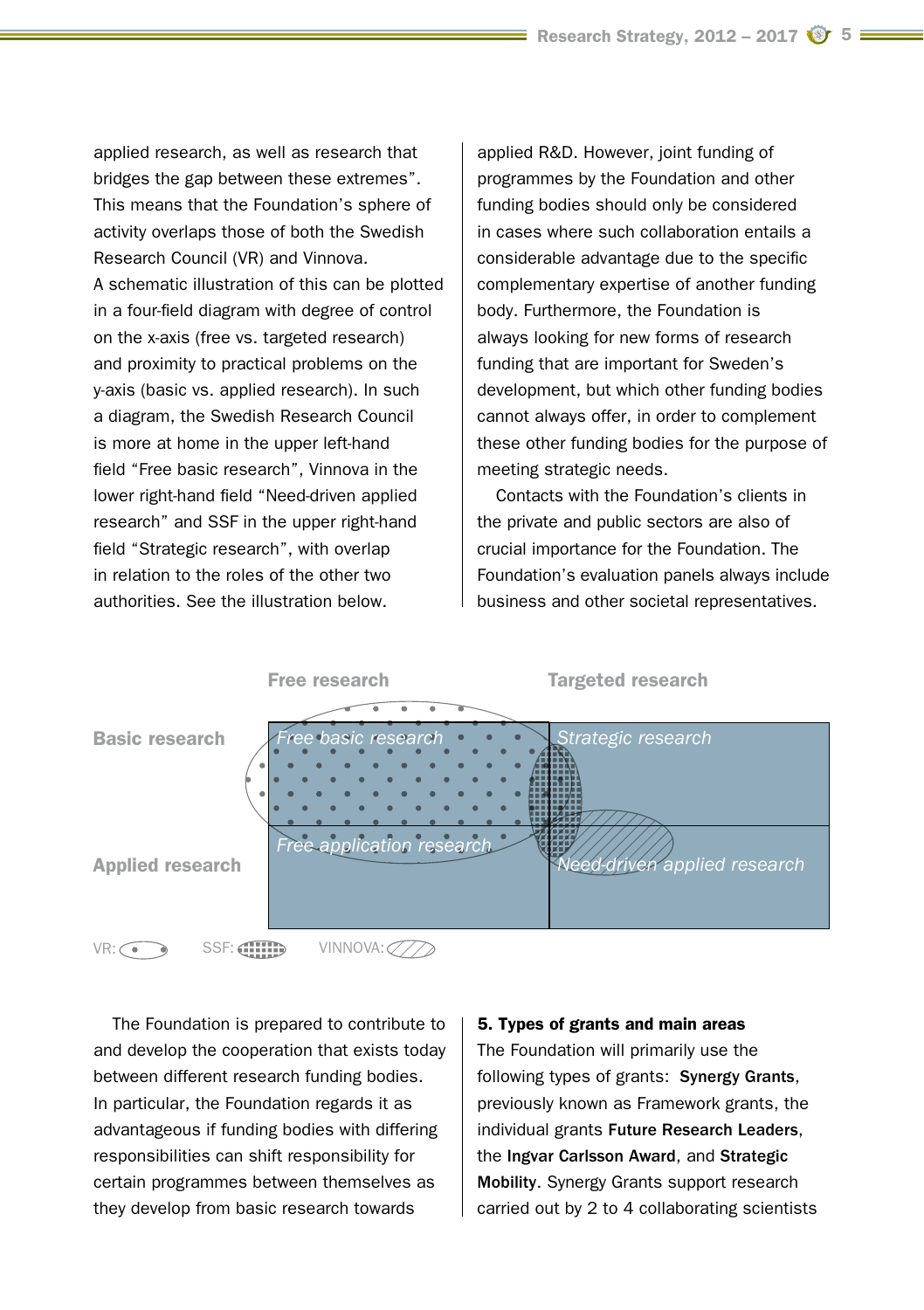applied research, as well as research that bridges the gap between these extremes". This means that the Foundation's sphere of activity overlaps those of both the Swedish Research Council (VR) and Vinnova.
A schematic illustration of this can be plotted in a four-field diagram with degree of control on the x-axis (free vs. targeted research) and proximity to practical problems on the y-axis (basic vs. applied research). In such a diagram, the Swedish Research Council is more at home in the upper left-hand field "Free basic research", Vinnova in the lower right-hand field "Need-driven applied research" and SSF in the upper right-hand field "Strategic research", with overlap in relation to the roles of the other two authorities. See the illustration below.

applied R&D. However, joint funding of programmes by the Foundation and other funding bodies should only be considered in cases where such collaboration entails a considerable advantage due to the specific complementary expertise of another funding body. Furthermore, the Foundation is always looking for new forms of research funding that are important for Sweden's development, but which other funding bodies cannot always offer, in order to complement these other funding bodies for the purpose of meeting strategic needs.

Contacts with the Foundation's clients in the private and public sectors are also of crucial importance for the Foundation. The Foundation's evaluation panels always include business and other societal representatives.

| | Free research | Targeted research |
|---|---|---|
| Basic research | Free basic research | Strategic research |
| Applied research | Free application research | Need-driven applied research |

VR: (dotted) SSF: (checkered) VINNOVA: (hatched)

The Foundation is prepared to contribute to and develop the cooperation that exists today between different research funding bodies. In particular, the Foundation regards it as advantageous if funding bodies with differing responsibilities can shift responsibility for certain programmes between themselves as they develop from basic research towards

## 5. Types of grants and main areas

The Foundation will primarily use the following types of grants: **Synergy Grants**, previously known as Framework grants, the individual grants **Future Research Leaders**, the **Ingvar Carlsson Award**, and **Strategic Mobility**. Synergy Grants support research carried out by 2 to 4 collaborating scientists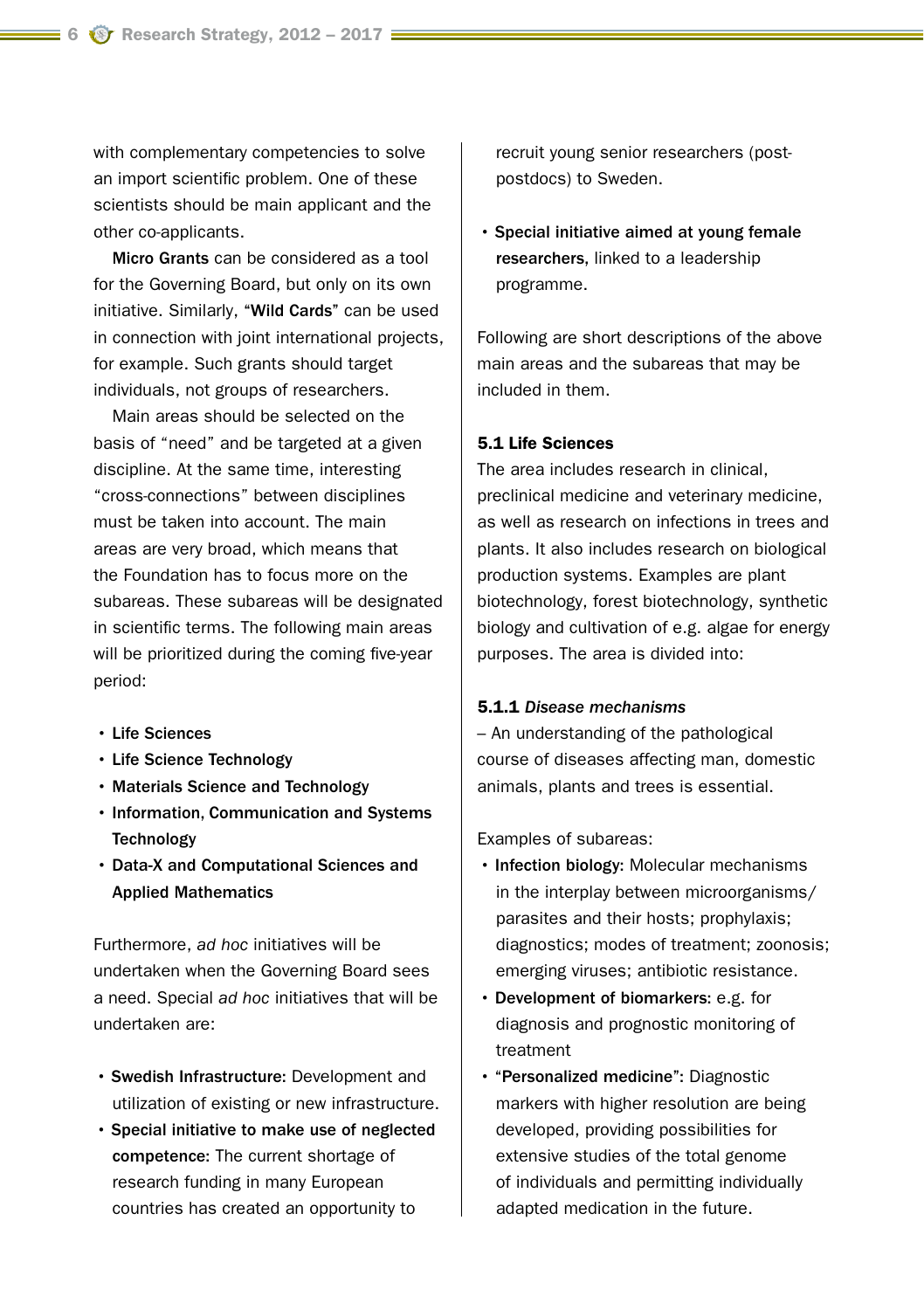with complementary competencies to solve an import scientific problem. One of these scientists should be main applicant and the other co-applicants.

**Micro Grants** can be considered as a tool for the Governing Board, but only on its own initiative. Similarly, **"Wild Cards"** can be used in connection with joint international projects, for example. Such grants should target individuals, not groups of researchers.

Main areas should be selected on the basis of "need" and be targeted at a given discipline. At the same time, interesting "cross-connections" between disciplines must be taken into account. The main areas are very broad, which means that the Foundation has to focus more on the subareas. These subareas will be designated in scientific terms. The following main areas will be prioritized during the coming five-year period:

- **Life Sciences**
- **Life Science Technology**
- **Materials Science and Technology**
- **Information, Communication and Systems Technology**
- **Data-X and Computational Sciences and Applied Mathematics**

Furthermore, *ad hoc* initiatives will be undertaken when the Governing Board sees a need. Special *ad hoc* initiatives that will be undertaken are:

- **Swedish Infrastructure:** Development and utilization of existing or new infrastructure.
- **Special initiative to make use of neglected competence:** The current shortage of research funding in many European countries has created an opportunity to recruit young senior researchers (post-postdocs) to Sweden.
- **Special initiative aimed at young female researchers**, linked to a leadership programme.

Following are short descriptions of the above main areas and the subareas that may be included in them.

### 5.1 Life Sciences

The area includes research in clinical, preclinical medicine and veterinary medicine, as well as research on infections in trees and plants. It also includes research on biological production systems. Examples are plant biotechnology, forest biotechnology, synthetic biology and cultivation of e.g. algae for energy purposes. The area is divided into:

#### 5.1.1 *Disease mechanisms*

– An understanding of the pathological course of diseases affecting man, domestic animals, plants and trees is essential.

Examples of subareas:

- **Infection biology:** Molecular mechanisms in the interplay between microorganisms/parasites and their hosts; prophylaxis; diagnostics; modes of treatment; zoonosis; emerging viruses; antibiotic resistance.
- **Development of biomarkers:** e.g. for diagnosis and prognostic monitoring of treatment
- **"Personalized medicine":** Diagnostic markers with higher resolution are being developed, providing possibilities for extensive studies of the total genome of individuals and permitting individually adapted medication in the future.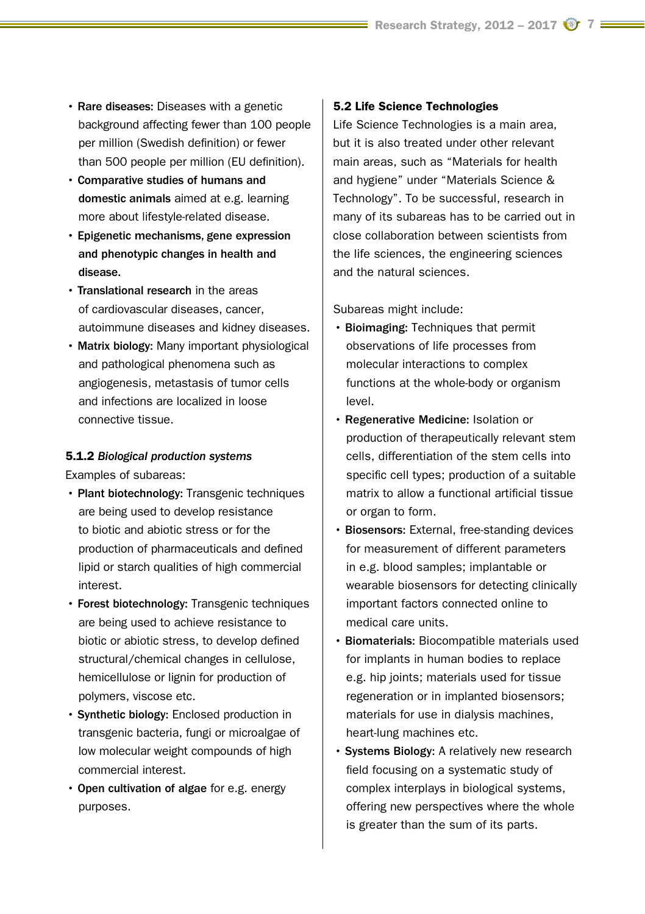- **Rare diseases:** Diseases with a genetic background affecting fewer than 100 people per million (Swedish definition) or fewer than 500 people per million (EU definition).
- **Comparative studies of humans and domestic animals** aimed at e.g. learning more about lifestyle-related disease.
- **Epigenetic mechanisms, gene expression and phenotypic changes in health and disease.**
- **Translational research** in the areas of cardiovascular diseases, cancer, autoimmune diseases and kidney diseases.
- **Matrix biology:** Many important physiological and pathological phenomena such as angiogenesis, metastasis of tumor cells and infections are localized in loose connective tissue.

#### 5.1.2 *Biological production systems*

Examples of subareas:

- **Plant biotechnology:** Transgenic techniques are being used to develop resistance to biotic and abiotic stress or for the production of pharmaceuticals and defined lipid or starch qualities of high commercial interest.
- **Forest biotechnology:** Transgenic techniques are being used to achieve resistance to biotic or abiotic stress, to develop defined structural/chemical changes in cellulose, hemicellulose or lignin for production of polymers, viscose etc.
- **Synthetic biology:** Enclosed production in transgenic bacteria, fungi or microalgae of low molecular weight compounds of high commercial interest.
- **Open cultivation of algae** for e.g. energy purposes.

### 5.2 Life Science Technologies

Life Science Technologies is a main area, but it is also treated under other relevant main areas, such as “Materials for health and hygiene” under “Materials Science & Technology”. To be successful, research in many of its subareas has to be carried out in close collaboration between scientists from the life sciences, the engineering sciences and the natural sciences.

Subareas might include:

- **Bioimaging:** Techniques that permit observations of life processes from molecular interactions to complex functions at the whole-body or organism level.
- **Regenerative Medicine:** Isolation or production of therapeutically relevant stem cells, differentiation of the stem cells into specific cell types; production of a suitable matrix to allow a functional artificial tissue or organ to form.
- **Biosensors:** External, free-standing devices for measurement of different parameters in e.g. blood samples; implantable or wearable biosensors for detecting clinically important factors connected online to medical care units.
- **Biomaterials:** Biocompatible materials used for implants in human bodies to replace e.g. hip joints; materials used for tissue regeneration or in implanted biosensors; materials for use in dialysis machines, heart-lung machines etc.
- **Systems Biology:** A relatively new research field focusing on a systematic study of complex interplays in biological systems, offering new perspectives where the whole is greater than the sum of its parts.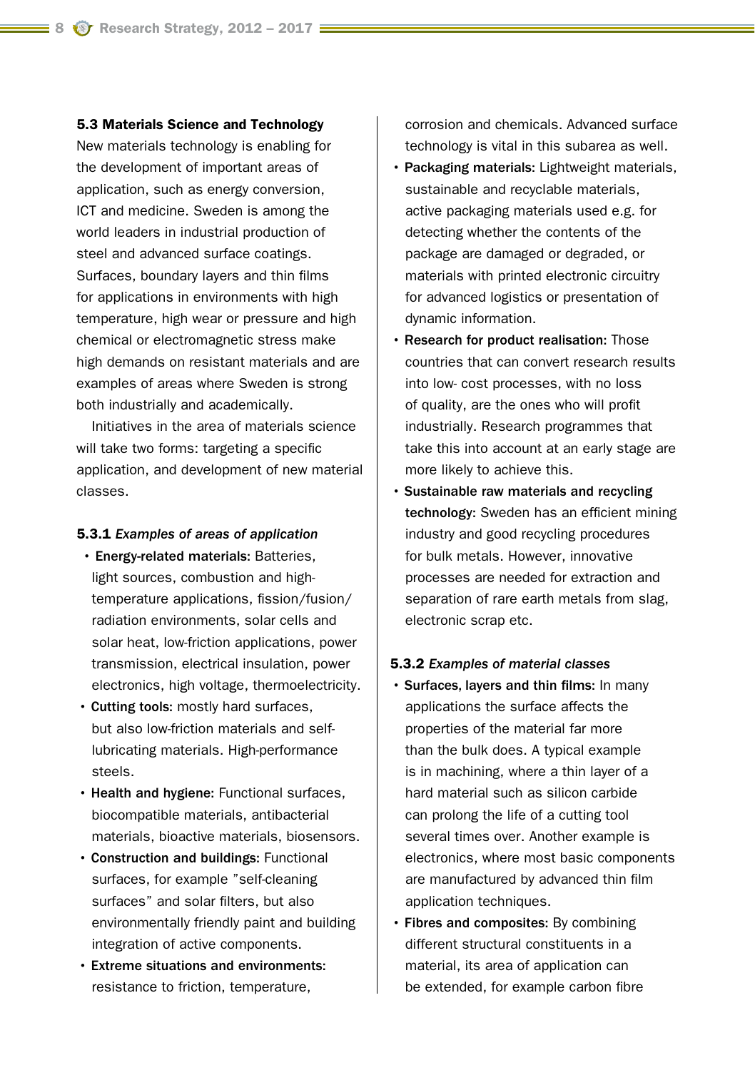## 5.3 Materials Science and Technology

New materials technology is enabling for the development of important areas of application, such as energy conversion, ICT and medicine. Sweden is among the world leaders in industrial production of steel and advanced surface coatings. Surfaces, boundary layers and thin films for applications in environments with high temperature, high wear or pressure and high chemical or electromagnetic stress make high demands on resistant materials and are examples of areas where Sweden is strong both industrially and academically.

Initiatives in the area of materials science will take two forms: targeting a specific application, and development of new material classes.

### 5.3.1 *Examples of areas of application*

- **Energy-related materials:** Batteries, light sources, combustion and high-temperature applications, fission/fusion/radiation environments, solar cells and solar heat, low-friction applications, power transmission, electrical insulation, power electronics, high voltage, thermoelectricity.
- **Cutting tools:** mostly hard surfaces, but also low-friction materials and self-lubricating materials. High-performance steels.
- **Health and hygiene:** Functional surfaces, biocompatible materials, antibacterial materials, bioactive materials, biosensors.
- **Construction and buildings:** Functional surfaces, for example "self-cleaning surfaces" and solar filters, but also environmentally friendly paint and building integration of active components.
- **Extreme situations and environments:** resistance to friction, temperature, corrosion and chemicals. Advanced surface technology is vital in this subarea as well.
- **Packaging materials:** Lightweight materials, sustainable and recyclable materials, active packaging materials used e.g. for detecting whether the contents of the package are damaged or degraded, or materials with printed electronic circuitry for advanced logistics or presentation of dynamic information.
- **Research for product realisation:** Those countries that can convert research results into low- cost processes, with no loss of quality, are the ones who will profit industrially. Research programmes that take this into account at an early stage are more likely to achieve this.
- **Sustainable raw materials and recycling technology:** Sweden has an efficient mining industry and good recycling procedures for bulk metals. However, innovative processes are needed for extraction and separation of rare earth metals from slag, electronic scrap etc.

### 5.3.2 *Examples of material classes*

- **Surfaces, layers and thin films:** In many applications the surface affects the properties of the material far more than the bulk does. A typical example is in machining, where a thin layer of a hard material such as silicon carbide can prolong the life of a cutting tool several times over. Another example is electronics, where most basic components are manufactured by advanced thin film application techniques.
- **Fibres and composites:** By combining different structural constituents in a material, its area of application can be extended, for example carbon fibre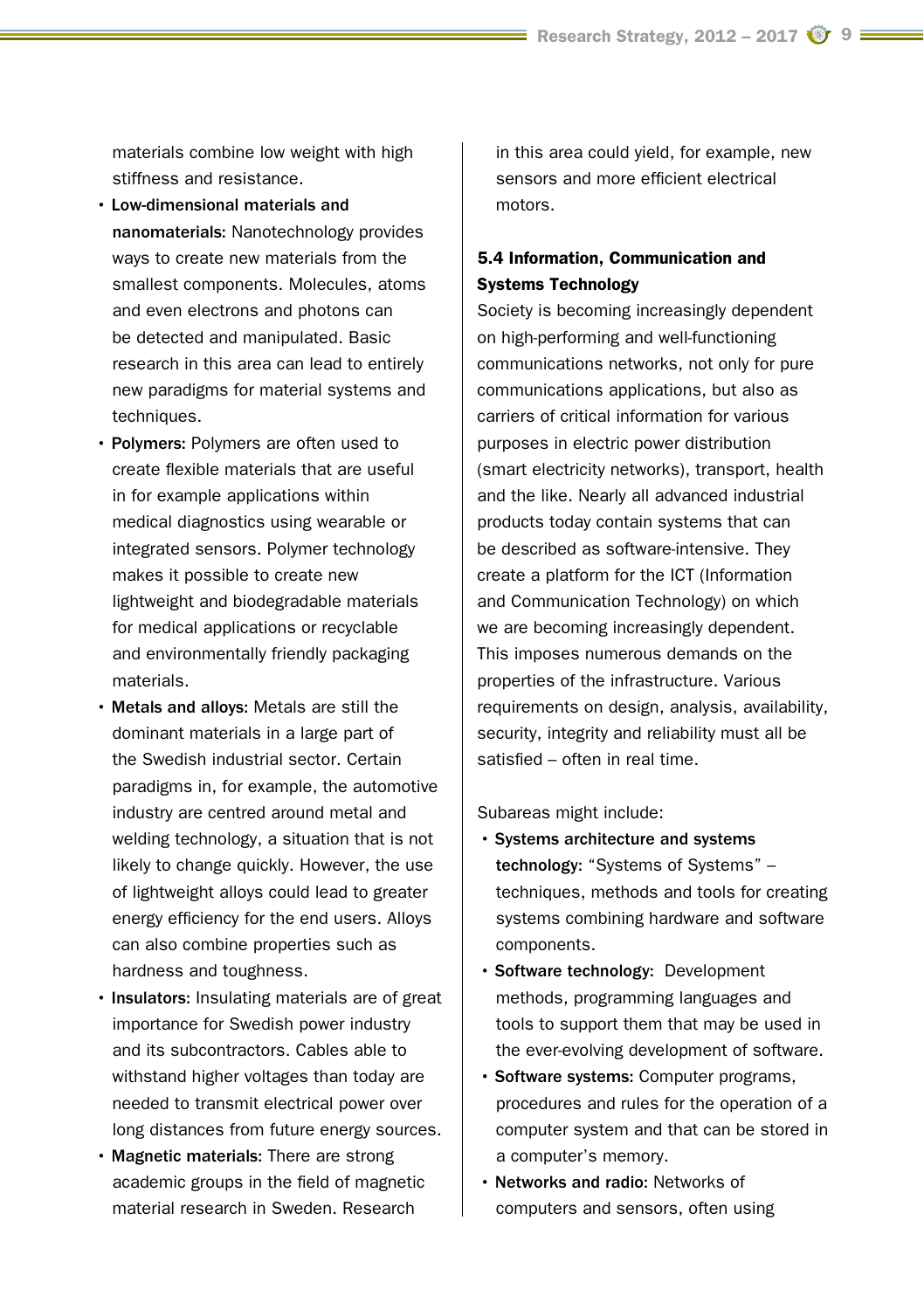materials combine low weight with high stiffness and resistance.

- **Low-dimensional materials and nanomaterials:** Nanotechnology provides ways to create new materials from the smallest components. Molecules, atoms and even electrons and photons can be detected and manipulated. Basic research in this area can lead to entirely new paradigms for material systems and techniques.
- **Polymers:** Polymers are often used to create flexible materials that are useful in for example applications within medical diagnostics using wearable or integrated sensors. Polymer technology makes it possible to create new lightweight and biodegradable materials for medical applications or recyclable and environmentally friendly packaging materials.
- **Metals and alloys:** Metals are still the dominant materials in a large part of the Swedish industrial sector. Certain paradigms in, for example, the automotive industry are centred around metal and welding technology, a situation that is not likely to change quickly. However, the use of lightweight alloys could lead to greater energy efficiency for the end users. Alloys can also combine properties such as hardness and toughness.
- **Insulators:** Insulating materials are of great importance for Swedish power industry and its subcontractors. Cables able to withstand higher voltages than today are needed to transmit electrical power over long distances from future energy sources.
- **Magnetic materials:** There are strong academic groups in the field of magnetic material research in Sweden. Research in this area could yield, for example, new sensors and more efficient electrical motors.

### 5.4 Information, Communication and Systems Technology

Society is becoming increasingly dependent on high-performing and well-functioning communications networks, not only for pure communications applications, but also as carriers of critical information for various purposes in electric power distribution (smart electricity networks), transport, health and the like. Nearly all advanced industrial products today contain systems that can be described as software-intensive. They create a platform for the ICT (Information and Communication Technology) on which we are becoming increasingly dependent. This imposes numerous demands on the properties of the infrastructure. Various requirements on design, analysis, availability, security, integrity and reliability must all be satisfied – often in real time.

Subareas might include:

- **Systems architecture and systems technology:** "Systems of Systems" – techniques, methods and tools for creating systems combining hardware and software components.
- **Software technology:** Development methods, programming languages and tools to support them that may be used in the ever-evolving development of software.
- **Software systems:** Computer programs, procedures and rules for the operation of a computer system and that can be stored in a computer's memory.
- **Networks and radio:** Networks of computers and sensors, often using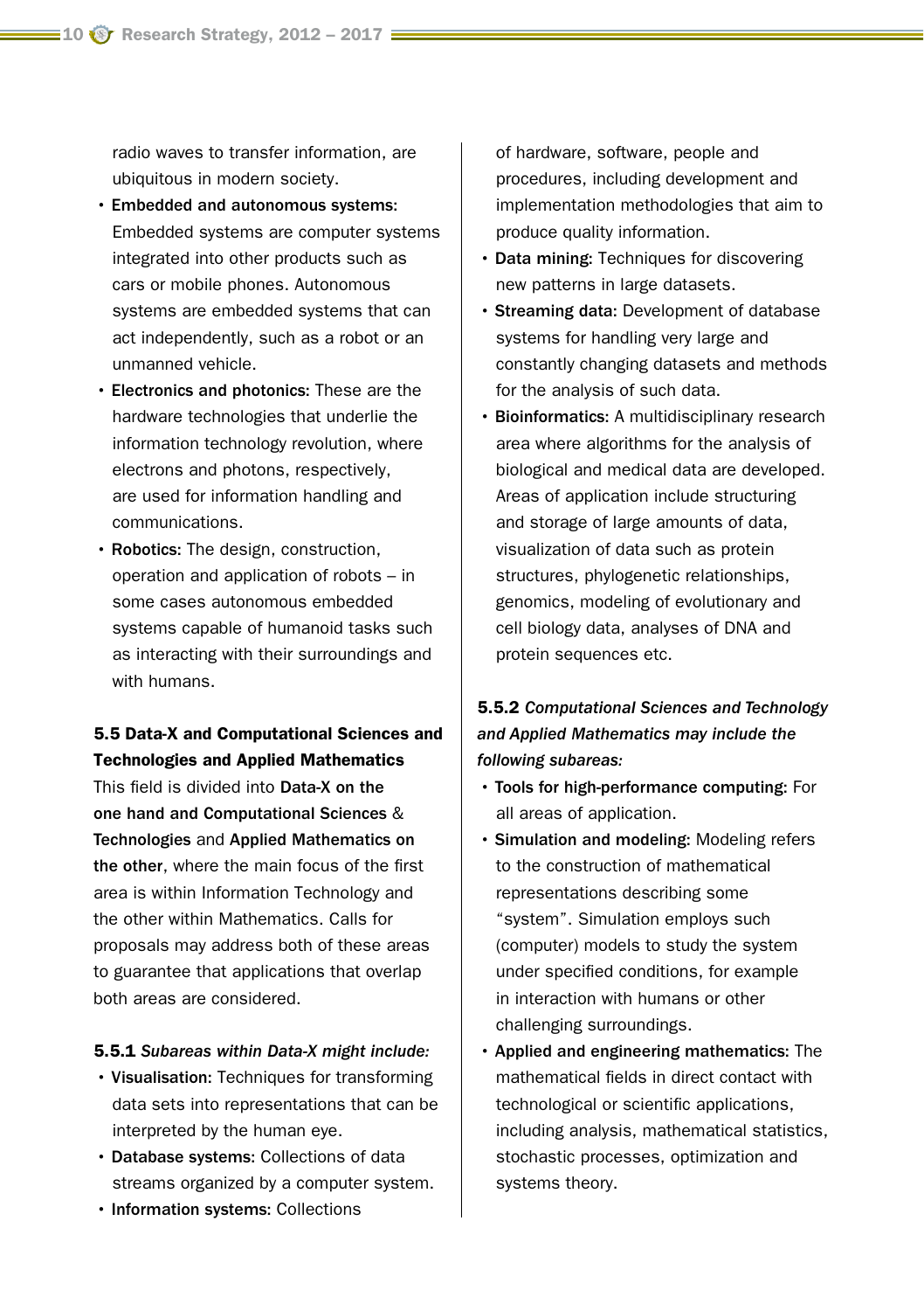radio waves to transfer information, are ubiquitous in modern society.

- **Embedded and autonomous systems:** Embedded systems are computer systems integrated into other products such as cars or mobile phones. Autonomous systems are embedded systems that can act independently, such as a robot or an unmanned vehicle.
- **Electronics and photonics:** These are the hardware technologies that underlie the information technology revolution, where electrons and photons, respectively, are used for information handling and communications.
- **Robotics:** The design, construction, operation and application of robots – in some cases autonomous embedded systems capable of humanoid tasks such as interacting with their surroundings and with humans.

### 5.5 Data-X and Computational Sciences and Technologies and Applied Mathematics

This field is divided into **Data-X on the one hand and Computational Sciences** & **Technologies** and **Applied Mathematics on the other**, where the main focus of the first area is within Information Technology and the other within Mathematics. Calls for proposals may address both of these areas to guarantee that applications that overlap both areas are considered.

#### 5.5.1 *Subareas within Data-X might include:*

- **Visualisation:** Techniques for transforming data sets into representations that can be interpreted by the human eye.
- **Database systems:** Collections of data streams organized by a computer system.
- **Information systems:** Collections of hardware, software, people and procedures, including development and implementation methodologies that aim to produce quality information.
- **Data mining:** Techniques for discovering new patterns in large datasets.
- **Streaming data:** Development of database systems for handling very large and constantly changing datasets and methods for the analysis of such data.
- **Bioinformatics:** A multidisciplinary research area where algorithms for the analysis of biological and medical data are developed. Areas of application include structuring and storage of large amounts of data, visualization of data such as protein structures, phylogenetic relationships, genomics, modeling of evolutionary and cell biology data, analyses of DNA and protein sequences etc.

#### 5.5.2 *Computational Sciences and Technology and Applied Mathematics may include the following subareas:*

- **Tools for high-performance computing:** For all areas of application.
- **Simulation and modeling:** Modeling refers to the construction of mathematical representations describing some "system". Simulation employs such (computer) models to study the system under specified conditions, for example in interaction with humans or other challenging surroundings.
- **Applied and engineering mathematics:** The mathematical fields in direct contact with technological or scientific applications, including analysis, mathematical statistics, stochastic processes, optimization and systems theory.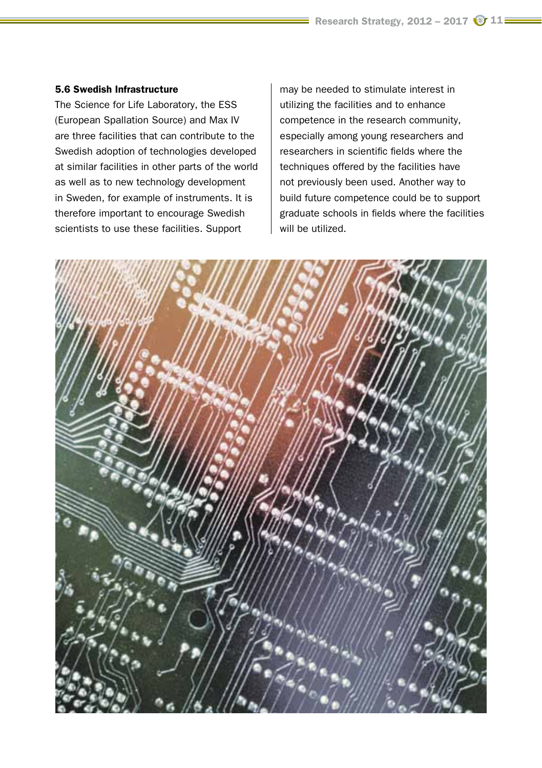### 5.6 Swedish Infrastructure

The Science for Life Laboratory, the ESS (European Spallation Source) and Max IV are three facilities that can contribute to the Swedish adoption of technologies developed at similar facilities in other parts of the world as well as to new technology development in Sweden, for example of instruments. It is therefore important to encourage Swedish scientists to use these facilities. Support may be needed to stimulate interest in utilizing the facilities and to enhance competence in the research community, especially among young researchers and researchers in scientific fields where the techniques offered by the facilities have not previously been used. Another way to build future competence could be to support graduate schools in fields where the facilities will be utilized.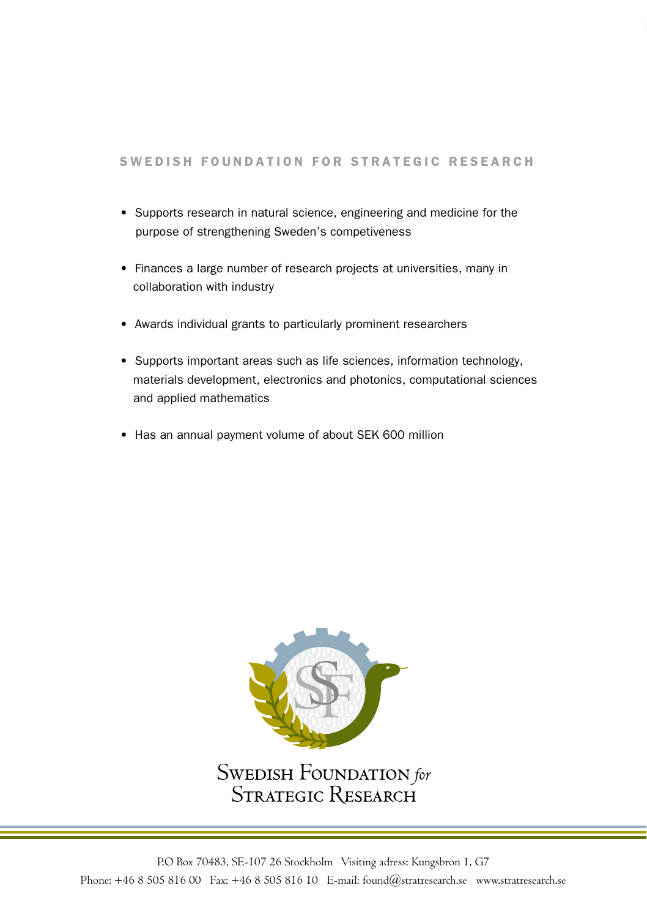## SWEDISH FOUNDATION FOR STRATEGIC RESEARCH

- Supports research in natural science, engineering and medicine for the purpose of strengthening Sweden's competiveness
- Finances a large number of research projects at universities, many in collaboration with industry
- Awards individual grants to particularly prominent researchers
- Supports important areas such as life sciences, information technology, materials development, electronics and photonics, computational sciences and applied mathematics
- Has an annual payment volume of about SEK 600 million

SWEDISH FOUNDATION *for* STRATEGIC RESEARCH

P.O Box 70483, SE-107 26 Stockholm Visiting adress: Kungsbron 1, G7
Phone: +46 8 505 816 00 Fax: +46 8 505 816 10 E-mail: found@stratresearch.se www.stratresearch.se